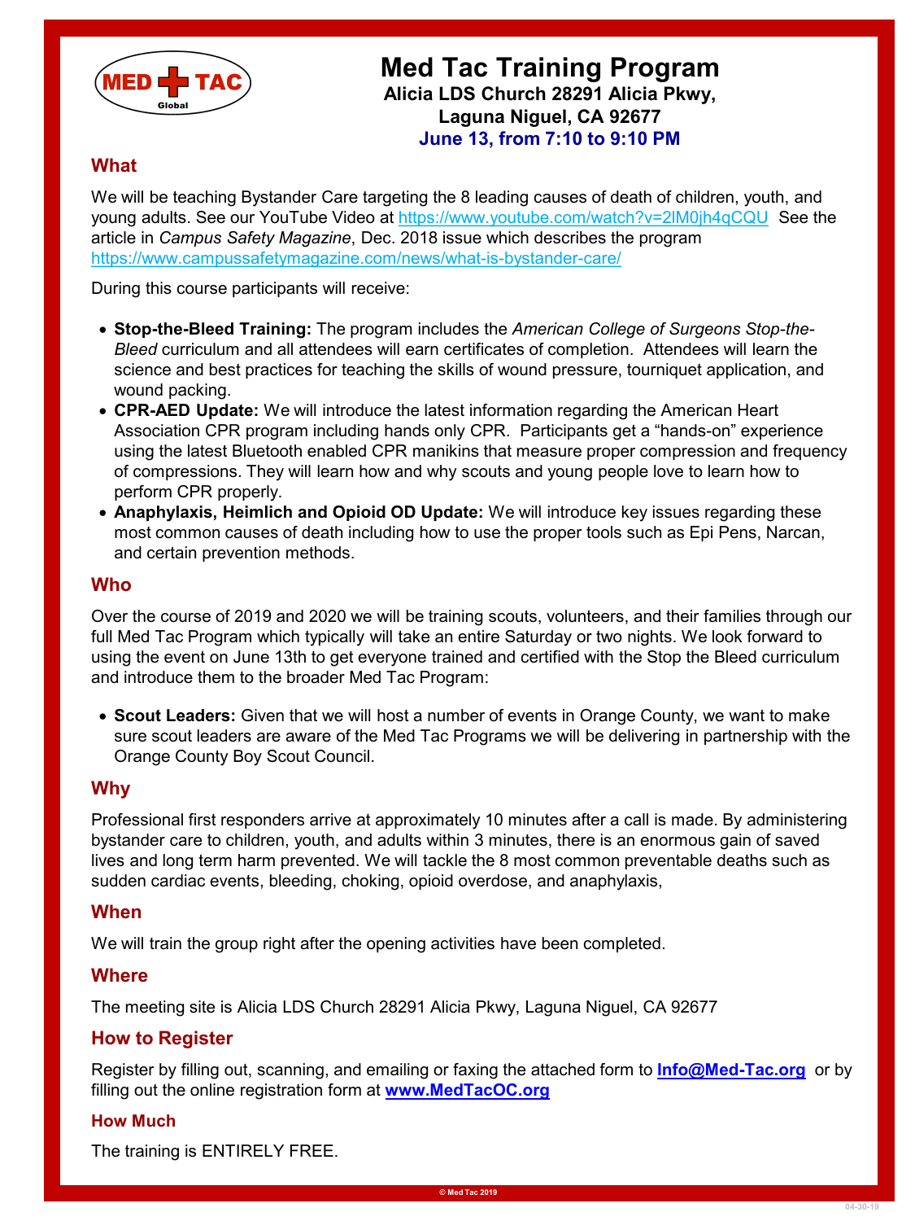# Med Tac Training Program

**Alicia LDS Church 28291 Alicia Pkwy, Laguna Niguel, CA 92677**

**June 13, from 7:10 to 9:10 PM**

## What

We will be teaching Bystander Care targeting the 8 leading causes of death of children, youth, and young adults. See our YouTube Video at https://www.youtube.com/watch?v=2lM0jh4qCQU See the article in *Campus Safety Magazine*, Dec. 2018 issue which describes the program https://www.campussafetymagazine.com/news/what-is-bystander-care/

During this course participants will receive:

- **Stop-the-Bleed Training:** The program includes the *American College of Surgeons Stop-the-Bleed* curriculum and all attendees will earn certificates of completion. Attendees will learn the science and best practices for teaching the skills of wound pressure, tourniquet application, and wound packing.
- **CPR-AED Update:** We will introduce the latest information regarding the American Heart Association CPR program including hands only CPR. Participants get a "hands-on" experience using the latest Bluetooth enabled CPR manikins that measure proper compression and frequency of compressions. They will learn how and why scouts and young people love to learn how to perform CPR properly.
- **Anaphylaxis, Heimlich and Opioid OD Update:** We will introduce key issues regarding these most common causes of death including how to use the proper tools such as Epi Pens, Narcan, and certain prevention methods.

## Who

Over the course of 2019 and 2020 we will be training scouts, volunteers, and their families through our full Med Tac Program which typically will take an entire Saturday or two nights. We look forward to using the event on June 13th to get everyone trained and certified with the Stop the Bleed curriculum and introduce them to the broader Med Tac Program:

- **Scout Leaders:** Given that we will host a number of events in Orange County, we want to make sure scout leaders are aware of the Med Tac Programs we will be delivering in partnership with the Orange County Boy Scout Council.

## Why

Professional first responders arrive at approximately 10 minutes after a call is made. By administering bystander care to children, youth, and adults within 3 minutes, there is an enormous gain of saved lives and long term harm prevented. We will tackle the 8 most common preventable deaths such as sudden cardiac events, bleeding, choking, opioid overdose, and anaphylaxis,

## When

We will train the group right after the opening activities have been completed.

## Where

The meeting site is Alicia LDS Church 28291 Alicia Pkwy, Laguna Niguel, CA 92677

## How to Register

Register by filling out, scanning, and emailing or faxing the attached form to **Info@Med-Tac.org** or by filling out the online registration form at **www.MedTacOC.org**

## How Much

The training is ENTIRELY FREE.

© Med Tac 2019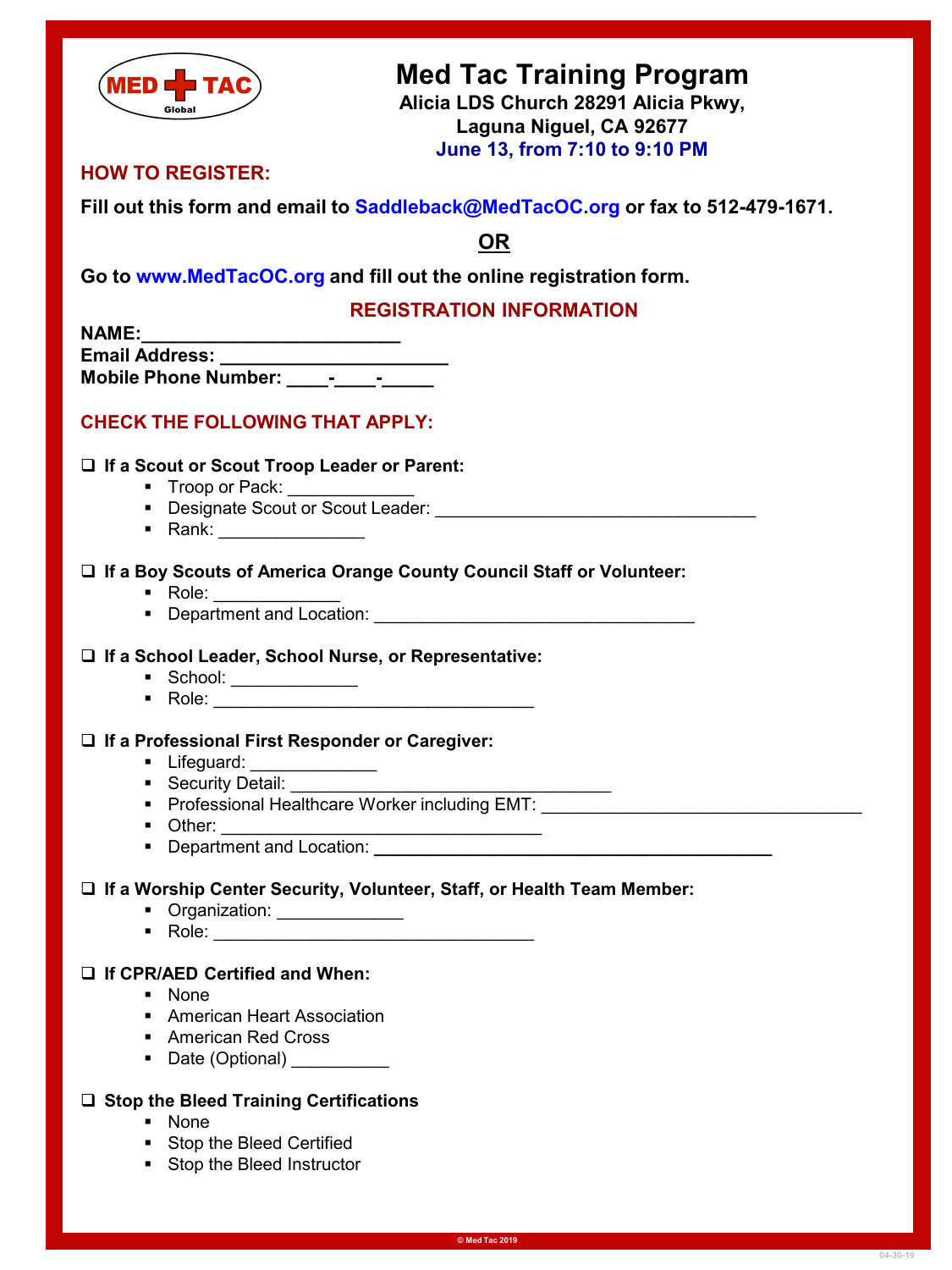MED TAC Global

# Med Tac Training Program

**Alicia LDS Church 28291 Alicia Pkwy,**
**Laguna Niguel, CA 92677**
**June 13, from 7:10 to 9:10 PM**

## HOW TO REGISTER:

**Fill out this form and email to Saddleback@MedTacOC.org or fax to 512-479-1671.**

**OR**

**Go to www.MedTacOC.org and fill out the online registration form.**

## REGISTRATION INFORMATION

**NAME:**________________________
**Email Address:** _____________________
**Mobile Phone Number:** ____-____-_____

## CHECK THE FOLLOWING THAT APPLY:

❑ **If a Scout or Scout Troop Leader or Parent:**
- Troop or Pack: _____________
- Designate Scout or Scout Leader: _________________________________
- Rank: _______________

❑ **If a Boy Scouts of America Orange County Council Staff or Volunteer:**
- Role: _____________
- Department and Location: _________________________________

❑ **If a School Leader, School Nurse, or Representative:**
- School: _____________
- Role: _________________________________

❑ **If a Professional First Responder or Caregiver:**
- Lifeguard: _____________
- Security Detail: _________________________________
- Professional Healthcare Worker including EMT: _________________________________
- Other: _________________________________
- Department and Location: _________________________________________

❑ **If a Worship Center Security, Volunteer, Staff, or Health Team Member:**
- Organization: _____________
- Role: _________________________________

❑ **If CPR/AED Certified and When:**
- None
- American Heart Association
- American Red Cross
- Date (Optional) __________

❑ **Stop the Bleed Training Certifications**
- None
- Stop the Bleed Certified
- Stop the Bleed Instructor

© Med Tac 2019

04-30-19